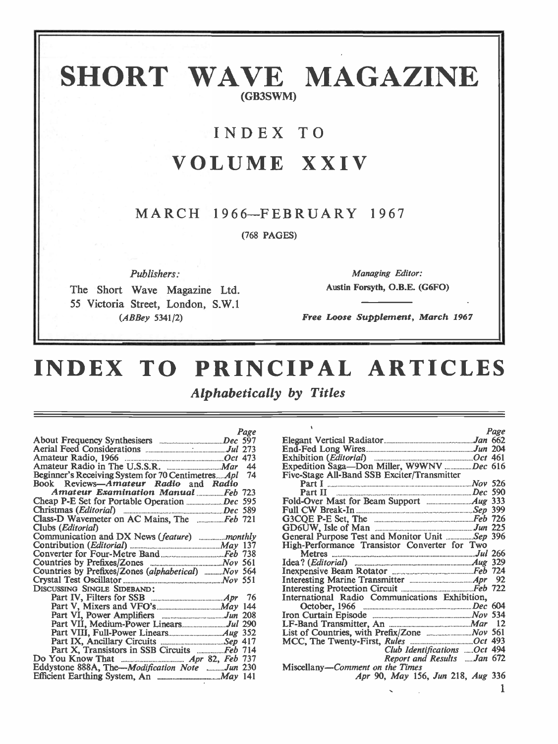# SHORT WAVE MAGAZINE

(GB3SWM)

## INDEX TO

## VOLUME XXIV

MARCH 1966—FEBRUARY 1967

(768 PAGES)

*Publishers:*

The Short Wave Magazine Ltd.
55 Victoria Street, London, S.W.1
(*ABBey* 5341/2)

*Managing Editor:*
Austin Forsyth, O.B.E. (G6FO)

*Free Loose Supplement, March 1967*

# INDEX TO PRINCIPAL ARTICLES

*Alphabetically by Titles*

| | Page |
|---|---|
| About Frequency Synthesisers | *Dec* 597 |
| Aerial Feed Considerations | *Jul* 273 |
| Amateur Radio, 1966 | *Oct* 473 |
| Amateur Radio in The U.S.S.R. | *Mar* 44 |
| Beginner's Receiving System for 70 Centimetres | *Apl* 74 |
| Book Reviews—*Amateur Radio* and *Radio Amateur Examination Manual* | *Feb* 723 |
| Cheap P-E Set for Portable Operation | *Dec* 595 |
| Christmas (*Editorial*) | *Dec* 589 |
| Class-D Wavemeter on AC Mains, The | *Feb* 721 |
| Clubs (*Editorial*) | |
| Communication and DX News (*feature*) | *monthly* |
| Contribution (*Editorial*) | *May* 137 |
| Converter for Four-Metre Band | *Feb* 738 |
| Countries by Prefixes/Zones | *Nov* 561 |
| Countries by Prefixes/Zones (*alphabetical*) | *Nov* 564 |
| Crystal Test Oscillator | *Nov* 551 |
| DISCUSSING SINGLE SIDEBAND: | |
| Part IV, Filters for SSB | *Apr* 76 |
| Part V, Mixers and VFO's | *May* 144 |
| Part VI, Power Amplifiers | *Jun* 208 |
| Part VII, Medium-Power Linears | *Jul* 290 |
| Part VIII, Full-Power Linears | *Aug* 352 |
| Part IX, Ancillary Circuits | *Sep* 417 |
| Part X, Transistors in SSB Circuits | *Feb* 714 |
| Do You Know That | *Apr* 82, *Feb* 737 |
| Eddystone 888A, The—*Modification Note* | *Jun* 230 |
| Efficient Earthing System, An | *May* 141 |
| Elegant Vertical Radiator | *Jan* 662 |
| End-Fed Long Wires | *Jun* 204 |
| Exhibition (*Editorial*) | *Oct* 461 |
| Expedition Saga—Don Miller, W9WNV | *Dec* 616 |
| Five-Stage All-Band SSB Exciter/Transmitter | |
| Part I | *Nov* 526 |
| Part II | *Dec* 590 |
| Fold-Over Mast for Beam Support | *Aug* 333 |
| Full CW Break-In | *Sep* 399 |
| G3CQE P-E Set, The | *Feb* 726 |
| GD6UW, Isle of Man | *Jun* 225 |
| General Purpose Test and Monitor Unit | *Sep* 396 |
| High-Performance Transistor Converter for Two Metres | *Jul* 266 |
| Idea? (*Editorial*) | *Aug* 329 |
| Inexpensive Beam Rotator | *Feb* 724 |
| Interesting Marine Transmitter | *Apr* 92 |
| Interesting Protection Circuit | *Feb* 722 |
| International Radio Communications Exhibition, October, 1966 | *Dec* 604 |
| Iron Curtain Episode | *Nov* 534 |
| LF-Band Transmitter, An | *Mar* 12 |
| List of Countries, with Prefix/Zone | *Nov* 561 |
| MCC, The Twenty-First, *Rules* | *Oct* 493 |
| *Club Identifications* | *Oct* 494 |
| *Report and Results* | *Jan* 672 |
| Miscellany—*Comment on the Times* | *Apr* 90, *May* 156, *Jun* 218, *Aug* 336 |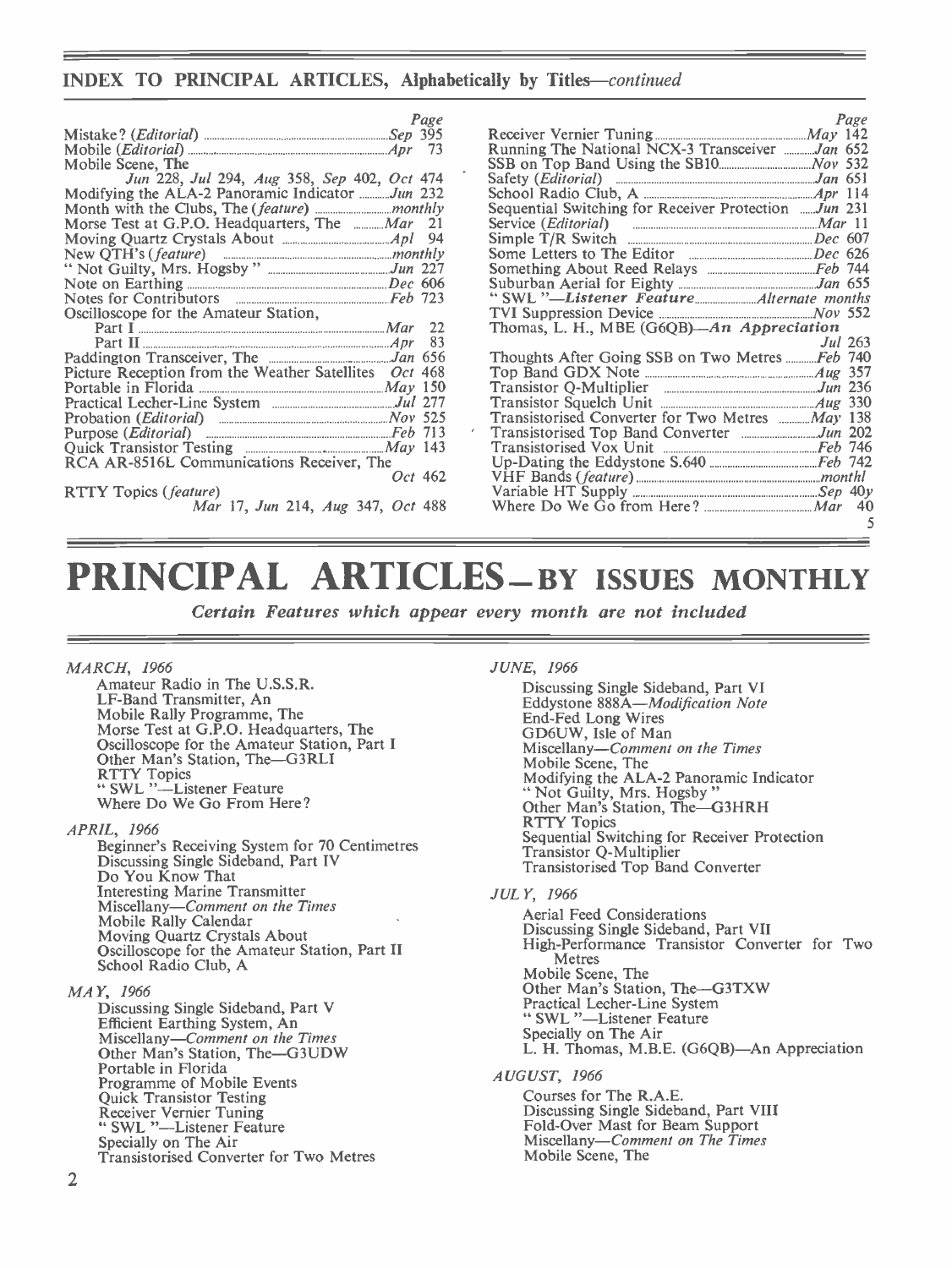## INDEX TO PRINCIPAL ARTICLES, Alphabetically by Titles—*continued*

| | Page |
|---|---|
| Mistake? (*Editorial*) | *Sep* 395 |
| Mobile (*Editorial*) | *Apr* 73 |
| Mobile Scene, The *Jun* 228, *Jul* 294, *Aug* 358, *Sep* 402, *Oct* 474 | |
| Modifying the ALA-2 Panoramic Indicator | *Jun* 232 |
| Month with the Clubs, The (*feature*) | *monthly* |
| Morse Test at G.P.O. Headquarters, The | *Mar* 21 |
| Moving Quartz Crystals About | *Apl* 94 |
| New QTH's (*feature*) | *monthly* |
| "Not Guilty, Mrs. Hogsby" | *Jun* 227 |
| Note on Earthing | *Dec* 606 |
| Notes for Contributors | *Feb* 723 |
| Oscilloscope for the Amateur Station, Part I | *Mar* 22 |
| Oscilloscope for the Amateur Station, Part II | *Apr* 83 |
| Paddington Transceiver, The | *Jan* 656 |
| Picture Reception from the Weather Satellites | *Oct* 468 |
| Portable in Florida | *May* 150 |
| Practical Lecher-Line System | *Jul* 277 |
| Probation (*Editorial*) | *Nov* 525 |
| Purpose (*Editorial*) | *Feb* 713 |
| Quick Transistor Testing | *May* 143 |
| RCA AR-8516L Communications Receiver, The | *Oct* 462 |
| RTTY Topics (*feature*) *Mar* 17, *Jun* 214, *Aug* 347, *Oct* 488 | |
| Receiver Vernier Tuning | *May* 142 |
| Running The National NCX-3 Transceiver | *Jan* 652 |
| SSB on Top Band Using the SB10 | *Nov* 532 |
| Safety (*Editorial*) | *Jan* 651 |
| School Radio Club, A | *Apr* 114 |
| Sequential Switching for Receiver Protection | *Jun* 231 |
| Service (*Editorial*) | *Mar* 11 |
| Simple T/R Switch | *Dec* 607 |
| Some Letters to The Editor | *Dec* 626 |
| Something About Reed Relays | *Feb* 744 |
| Suburban Aerial for Eighty | *Jan* 655 |
| "SWL"—*Listener Feature* | *Alternate months* |
| TVI Suppression Device | *Nov* 552 |
| Thomas, L. H., MBE (G6QB)—*An Appreciation* | *Jul* 263 |
| Thoughts After Going SSB on Two Metres | *Feb* 740 |
| Top Band GDX Note | *Aug* 357 |
| Transistor Q-Multiplier | *Jun* 236 |
| Transistor Squelch Unit | *Aug* 330 |
| Transistorised Converter for Two Metres | *May* 138 |
| Transistorised Top Band Converter | *Jun* 202 |
| Transistorised Vox Unit | *Feb* 746 |
| Up-Dating the Eddystone S.640 | *Feb* 742 |
| VHF Bands (*feature*) | *monthl* |
| Variable HT Supply | *Sep* 40y |
| Where Do We Go from Here? | *Mar* 40 |

5

# PRINCIPAL ARTICLES—BY ISSUES MONTHLY

*Certain Features which appear every month are not included*

*MARCH, 1966*

- Amateur Radio in The U.S.S.R.
- LF-Band Transmitter, An
- Mobile Rally Programme, The
- Morse Test at G.P.O. Headquarters, The
- Oscilloscope for the Amateur Station, Part I
- Other Man's Station, The—G3RLI
- RTTY Topics
- "SWL"—Listener Feature
- Where Do We Go From Here?

*APRIL, 1966*

- Beginner's Receiving System for 70 Centimetres
- Discussing Single Sideband, Part IV
- Do You Know That
- Interesting Marine Transmitter
- Miscellany—*Comment on the Times*
- Mobile Rally Calendar
- Moving Quartz Crystals About
- Oscilloscope for the Amateur Station, Part II
- School Radio Club, A

*MAY, 1966*

- Discussing Single Sideband, Part V
- Efficient Earthing System, An
- Miscellany—*Comment on the Times*
- Other Man's Station, The—G3UDW
- Portable in Florida
- Programme of Mobile Events
- Quick Transistor Testing
- Receiver Vernier Tuning
- "SWL"—Listener Feature
- Specially on The Air
- Transistorised Converter for Two Metres

*JUNE, 1966*

- Discussing Single Sideband, Part VI
- Eddystone 888A—*Modification Note*
- End-Fed Long Wires
- GD6UW, Isle of Man
- Miscellany—*Comment on the Times*
- Mobile Scene, The
- Modifying the ALA-2 Panoramic Indicator
- "Not Guilty, Mrs. Hogsby"
- Other Man's Station, The—G3HRH
- RTTY Topics
- Sequential Switching for Receiver Protection
- Transistor Q-Multiplier
- Transistorised Top Band Converter

*JULY, 1966*

- Aerial Feed Considerations
- Discussing Single Sideband, Part VII
- High-Performance Transistor Converter for Two Metres
- Mobile Scene, The
- Other Man's Station, The—G3TXW
- Practical Lecher-Line System
- "SWL"—Listener Feature
- Specially on The Air
- L. H. Thomas, M.B.E. (G6QB)—An Appreciation

*AUGUST, 1966*

- Courses for The R.A.E.
- Discussing Single Sideband, Part VIII
- Fold-Over Mast for Beam Support
- Miscellany—*Comment on The Times*
- Mobile Scene, The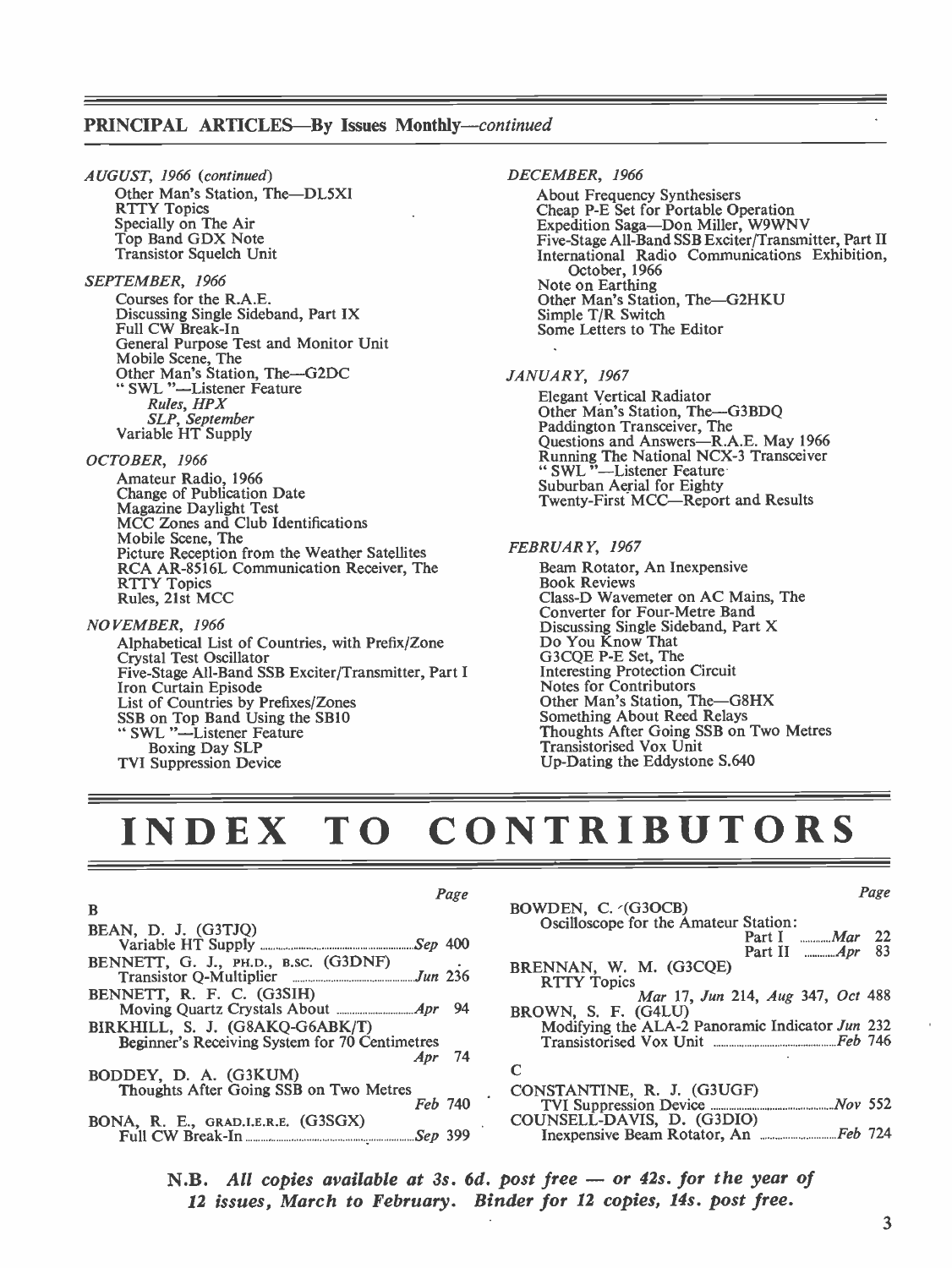## PRINCIPAL ARTICLES—By Issues Monthly—*continued*

*AUGUST, 1966 (continued)*

- Other Man's Station, The—DL5XI
- RTTY Topics
- Specially on The Air
- Top Band GDX Note
- Transistor Squelch Unit

*SEPTEMBER, 1966*

- Courses for the R.A.E.
- Discussing Single Sideband, Part IX
- Full CW Break-In
- General Purpose Test and Monitor Unit
- Mobile Scene, The
- Other Man's Station, The—G2DC
- " SWL "—Listener Feature
  - *Rules, HPX*
  - *SLP, September*
- Variable HT Supply

*OCTOBER, 1966*

- Amateur Radio, 1966
- Change of Publication Date
- Magazine Daylight Test
- MCC Zones and Club Identifications
- Mobile Scene, The
- Picture Reception from the Weather Satellites
- RCA AR-8516L Communication Receiver, The
- RTTY Topics
- Rules, 21st MCC

*NOVEMBER, 1966*

- Alphabetical List of Countries, with Prefix/Zone
- Crystal Test Oscillator
- Five-Stage All-Band SSB Exciter/Transmitter, Part I
- Iron Curtain Episode
- List of Countries by Prefixes/Zones
- SSB on Top Band Using the SB10
- " SWL "—Listener Feature
  - Boxing Day SLP
- TVI Suppression Device

*DECEMBER, 1966*

- About Frequency Synthesisers
- Cheap P-E Set for Portable Operation
- Expedition Saga—Don Miller, W9WNV
- Five-Stage All-Band SSB Exciter/Transmitter, Part II
- International Radio Communications Exhibition, October, 1966
- Note on Earthing
- Other Man's Station, The—G2HKU
- Simple T/R Switch
- Some Letters to The Editor

*JANUARY, 1967*

- Elegant Vertical Radiator
- Other Man's Station, The—G3BDQ
- Paddington Transceiver, The
- Questions and Answers—R.A.E. May 1966
- Running The National NCX-3 Transceiver
- " SWL "—Listener Feature
- Suburban Aerial for Eighty
- Twenty-First MCC—Report and Results

*FEBRUARY, 1967*

- Beam Rotator, An Inexpensive
- Book Reviews
- Class-D Wavemeter on AC Mains, The
- Converter for Four-Metre Band
- Discussing Single Sideband, Part X
- Do You Know That
- G3CQE P-E Set, The
- Interesting Protection Circuit
- Notes for Contributors
- Other Man's Station, The—G8HX
- Something About Reed Relays
- Thoughts After Going SSB on Two Metres
- Transistorised Vox Unit
- Up-Dating the Eddystone S.640

# INDEX TO CONTRIBUTORS

**B** — *Page*

BEAN, D. J. (G3TJQ)
Variable HT Supply ........ *Sep* 400

BENNETT, G. J., PH.D., B.SC. (G3DNF)
Transistor Q-Multiplier ........ *Jun* 236

BENNETT, R. F. C. (G3SIH)
Moving Quartz Crystals About ........ *Apr* 94

BIRKHILL, S. J. (G8AKQ-G6ABK/T)
Beginner's Receiving System for 70 Centimetres ........ *Apr* 74

BODDEY, D. A. (G3KUM)
Thoughts After Going SSB on Two Metres ........ *Feb* 740

BONA, R. E., GRAD.I.E.R.E. (G3SGX)
Full CW Break-In ........ *Sep* 399

BOWDEN, C. (G3OCB)
Oscilloscope for the Amateur Station:
Part I ........ *Mar* 22
Part II ........ *Apr* 83

BRENNAN, W. M. (G3CQE)
RTTY Topics
*Mar* 17, *Jun* 214, *Aug* 347, *Oct* 488

BROWN, S. F. (G4LU)
Modifying the ALA-2 Panoramic Indicator *Jun* 232
Transistorised Vox Unit ........ *Feb* 746

**C**

CONSTANTINE, R. J. (G3UGF)
TVI Suppression Device ........ *Nov* 552

COUNSELL-DAVIS, D. (G3DIO)
Inexpensive Beam Rotator, An ........ *Feb* 724

**N.B.** ***All copies available at 3s. 6d. post free — or 42s. for the year of 12 issues, March to February. Binder for 12 copies, 14s. post free.***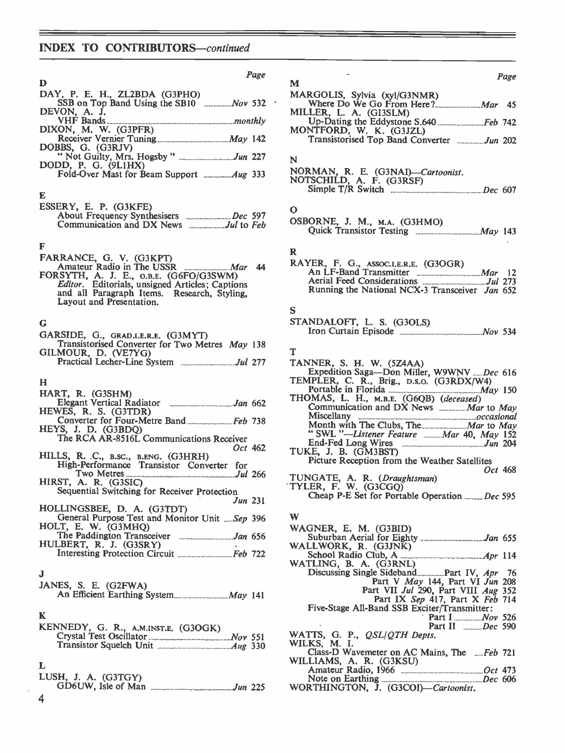## INDEX TO CONTRIBUTORS—*continued*

### D

DAY, P. E. H., ZL2BDA (G3PHO)
SSB on Top Band Using the SB10 ........ *Nov* 532

DEVON, A. J.
VHF Bands ........ *monthly*

DIXON, M. W. (G3PFR)
Receiver Vernier Tuning ........ *May* 142

DOBBS, G. (G3RJV)
"Not Guilty, Mrs. Hogsby" ........ *Jun* 227

DODD, P. G. (9L1HX)
Fold-Over Mast for Beam Support ........ *Aug* 333

### E

ESSERY, E. P. (G3KFE)
About Frequency Synthesisers ........ *Dec* 597
Communication and DX News ........ *Jul* to *Feb*

### F

FARRANCE, G. V. (G3KPT)
Amateur Radio in The USSR ........ *Mar* 44

FORSYTH, A. J. E., O.B.E. (G6FO/G3SWM)
*Editor*. Editorials, unsigned Articles; Captions and all Paragraph Items. Research, Styling, Layout and Presentation.

### G

GARSIDE, G., GRAD.I.E.R.E. (G3MYT)
Transistorised Converter for Two Metres *May* 138

GILMOUR, D. (VE7YG)
Practical Lecher-Line System ........ *Jul* 277

### H

HART, R. (G3SHM)
Elegant Vertical Radiator ........ *Jan* 662

HEWES, R. S. (G3TDR)
Converter for Four-Metre Band ........ *Feb* 738

HEYS, J. D. (G3BDQ)
The RCA AR-8516L Communications Receiver ........ *Oct* 462

HILLS, R. C., B.SC., B.ENG. (G3HRH)
High-Performance Transistor Converter for Two Metres ........ *Jul* 266

HIRST, A. R. (G3SIC)
Sequential Switching for Receiver Protection ........ *Jun* 231

HOLLINGSBEE, D. A. (G3TDT)
General Purpose Test and Monitor Unit ........ *Sep* 396

HOLT, E. W. (G3MHQ)
The Paddington Transceiver ........ *Jan* 656

HULBERT, R. J. (G3SRY)
Interesting Protection Circuit ........ *Feb* 722

### J

JANES, S. E. (G2FWA)
An Efficient Earthing System ........ *May* 141

### K

KENNEDY, G. R., A.M.INST.E. (G3OGK)
Crystal Test Oscillator ........ *Nov* 551
Transistor Squelch Unit ........ *Aug* 330

### L

LUSH, J. A. (G3TGY)
GD6UW, Isle of Man ........ *Jun* 225

### M

MARGOLIS, Sylvia (xyl/G3NMR)
Where Do We Go From Here? ........ *Mar* 45

MILLER, L. A. (GI3SLM)
Up-Dating the Eddystone S.640 ........ *Feb* 742

MONTFORD, W. K. (G3JZL)
Transistorised Top Band Converter ........ *Jun* 202

### N

NORMAN, R. E. (G3NAI)—*Cartoonist*.

NOTSCHILD, A. F. (G3RSF)
Simple T/R Switch ........ *Dec* 607

### O

OSBORNE, J. M., M.A. (G3HMO)
Quick Transistor Testing ........ *May* 143

### R

RAYER, F. G., ASSOC.I.E.R.E. (G3OGR)
An LF-Band Transmitter ........ *Mar* 12
Aerial Feed Considerations ........ *Jul* 273
Running the National NCX-3 Transceiver *Jan* 652

### S

STANDALOFT, L. S. (G3OLS)
Iron Curtain Episode ........ *Nov* 534

### T

TANNER, S. H. W. (5Z4AA)
Expedition Saga—Don Miller, W9WNV ........ *Dec* 616

TEMPLER, C. R., Brig., D.S.O. (G3RDX/W4)
Portable in Florida ........ *May* 150

THOMAS, L. H., M.B.E. (G6QB) (*deceased*)
Communication and DX News ........ *Mar* to *May*
Miscellany ........ *occasional*
Month with The Clubs, The ........ *Mar* to *May*
"SWL"—*Listener Feature* ........ *Mar* 40, *May* 152
End-Fed Long Wires ........ *Jun* 204

TUKE, J. B. (GM3BST)
Picture Reception from the Weather Satellites ........ *Oct* 468

TUNGATE, A. R. (*Draughtsman*)

TYLER, F. W. (G3CGQ)
Cheap P-E Set for Portable Operation ........ *Dec* 595

### W

WAGNER, E. M. (G3BID)
Suburban Aerial for Eighty ........ *Jan* 655

WALLWORK, R. (G3JNK)
School Radio Club, A ........ *Apr* 114

WATLING, B. A. (G3RNL)
Discussing Single Sideband ........ Part IV, *Apr* 76
Part V *May* 144, Part VI *Jun* 208
Part VII *Jul* 290, Part VIII *Aug* 352
Part IX *Sep* 417, Part X *Feb* 714
Five-Stage All-Band SSB Exciter/Transmitter:
Part I ........ *Nov* 526
Part II ........ *Dec* 590

WATTS, G. P., *QSL/QTH Depts.*

WILKS, M. I.
Class-D Wavemeter on AC Mains, The ........ *Feb* 721

WILLIAMS, A. R. (G3KSU)
Amateur Radio, 1966 ........ *Oct* 473
Note on Earthing ........ *Dec* 606

WORTHINGTON, J. (G3COI)—*Cartoonist*.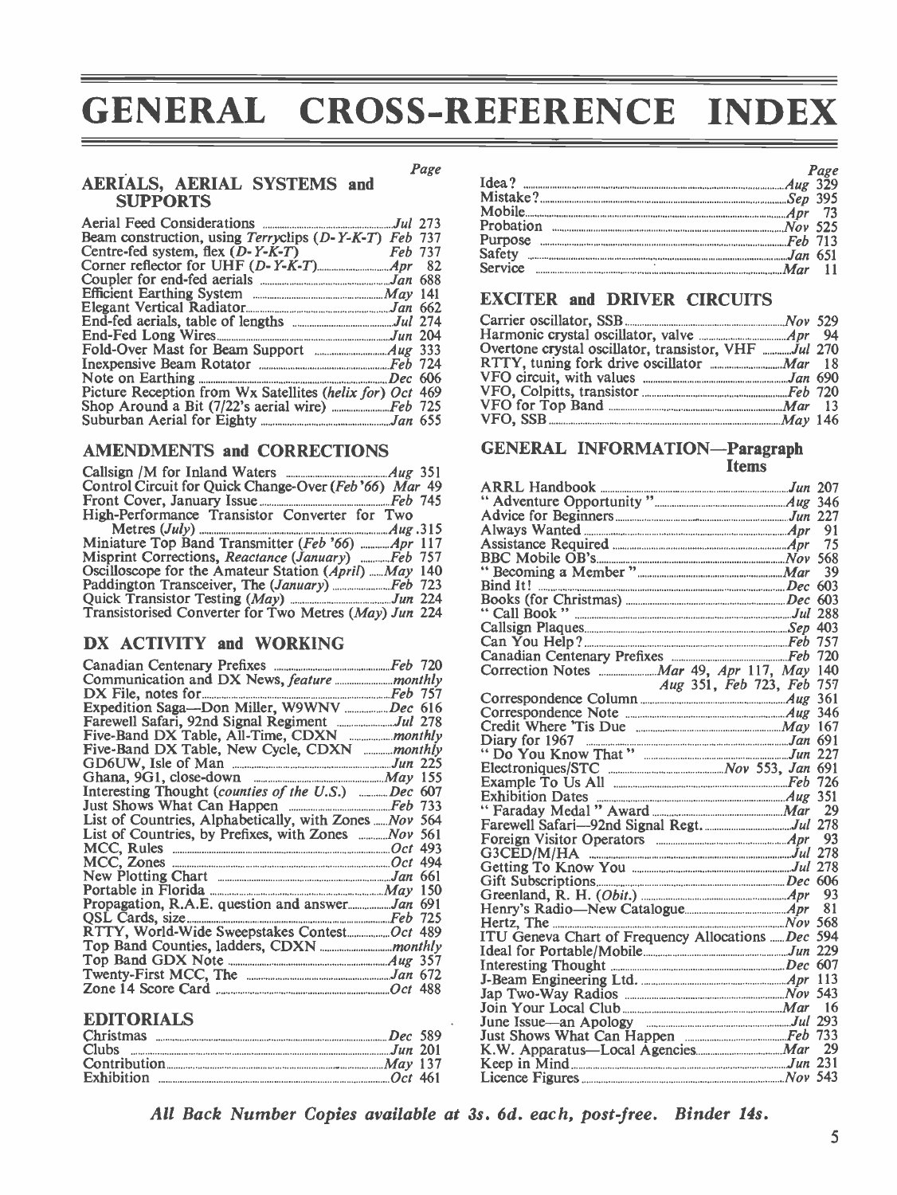# GENERAL CROSS-REFERENCE INDEX

## AERIALS, AERIAL SYSTEMS and SUPPORTS

| | Page |
|---|---|
| Aerial Feed Considerations | *Jul* 273 |
| Beam construction, using *Terryclips* (*D-Y-K-T*) | *Feb* 737 |
| Centre-fed system, flex (*D-Y-K-T*) | *Feb* 737 |
| Corner reflector for UHF (*D-Y-K-T*) | *Apr* 82 |
| Coupler for end-fed aerials | *Jan* 688 |
| Efficient Earthing System | *May* 141 |
| Elegant Vertical Radiator | *Jan* 662 |
| End-fed aerials, table of lengths | *Jul* 274 |
| End-Fed Long Wires | *Jun* 204 |
| Fold-Over Mast for Beam Support | *Aug* 333 |
| Inexpensive Beam Rotator | *Feb* 724 |
| Note on Earthing | *Dec* 606 |
| Picture Reception from Wx Satellites (*helix for*) | *Oct* 469 |
| Shop Around a Bit (7/22's aerial wire) | *Feb* 725 |
| Suburban Aerial for Eighty | *Jan* 655 |

## AMENDMENTS and CORRECTIONS

| | |
|---|---|
| Callsign /M for Inland Waters | *Aug* 351 |
| Control Circuit for Quick Change-Over (*Feb '66*) | *Mar* 49 |
| Front Cover, January Issue | *Feb* 745 |
| High-Performance Transistor Converter for Two Metres (*July*) | *Aug* 315 |
| Miniature Top Band Transmitter (*Feb '66*) | *Apr* 117 |
| Misprint Corrections, *Reactance* (*January*) | *Feb* 757 |
| Oscilloscope for the Amateur Station (*April*) | *May* 140 |
| Paddington Transceiver, The (*January*) | *Feb* 723 |
| Quick Transistor Testing (*May*) | *Jun* 224 |
| Transistorised Converter for Two Metres (*May*) | *Jun* 224 |

## DX ACTIVITY and WORKING

| | |
|---|---|
| Canadian Centenary Prefixes | *Feb* 720 |
| Communication and DX News, *feature* | *monthly* |
| DX File, notes for | *Feb* 757 |
| Expedition Saga—Don Miller, W9WNV | *Dec* 616 |
| Farewell Safari, 92nd Signal Regiment | *Jul* 278 |
| Five-Band DX Table, All-Time, CDXN | *monthly* |
| Five-Band DX Table, New Cycle, CDXN | *monthly* |
| GD6UW, Isle of Man | *Jun* 225 |
| Ghana, 9G1, close-down | *May* 155 |
| Interesting Thought (*counties of the U.S.*) | *Dec* 607 |
| Just Shows What Can Happen | *Feb* 733 |
| List of Countries, Alphabetically, with Zones | *Nov* 564 |
| List of Countries, by Prefixes, with Zones | *Nov* 561 |
| MCC, Rules | *Oct* 493 |
| MCC, Zones | *Oct* 494 |
| New Plotting Chart | *Jan* 661 |
| Portable in Florida | *May* 150 |
| Propagation, R.A.E. question and answer | *Jan* 691 |
| QSL Cards, size | *Feb* 725 |
| RTTY, World-Wide Sweepstakes Contest | *Oct* 489 |
| Top Band Counties, ladders, CDXN | *monthly* |
| Top Band GDX Note | *Aug* 357 |
| Twenty-First MCC, The | *Jan* 672 |
| Zone 14 Score Card | *Oct* 488 |

## EDITORIALS

| | |
|---|---|
| Christmas | *Dec* 589 |
| Clubs | *Jun* 201 |
| Contribution | *May* 137 |
| Exhibition | *Oct* 461 |
| Idea? | *Aug* 329 |
| Mistake? | *Sep* 395 |
| Mobile | *Apr* 73 |
| Probation | *Nov* 525 |
| Purpose | *Feb* 713 |
| Safety | *Jan* 651 |
| Service | *Mar* 11 |

## EXCITER and DRIVER CIRCUITS

| | |
|---|---|
| Carrier oscillator, SSB | *Nov* 529 |
| Harmonic crystal oscillator, valve | *Apr* 94 |
| Overtone crystal oscillator, transistor, VHF | *Jul* 270 |
| RTTY, tuning fork drive oscillator | *Mar* 18 |
| VFO circuit, with values | *Jan* 690 |
| VFO, Colpitts, transistor | *Feb* 720 |
| VFO for Top Band | *Mar* 13 |
| VFO, SSB | *May* 146 |

## GENERAL INFORMATION—Paragraph Items

| | |
|---|---|
| ARRL Handbook | *Jun* 207 |
| " Adventure Opportunity " | *Aug* 346 |
| Advice for Beginners | *Jun* 227 |
| Always Wanted | *Apr* 91 |
| Assistance Required | *Apr* 75 |
| BBC Mobile OB's | *Nov* 568 |
| " Becoming a Member " | *Mar* 39 |
| Bind It! | *Dec* 603 |
| Books (for Christmas) | *Dec* 603 |
| " Call Book " | *Jul* 288 |
| Callsign Plaques | *Sep* 403 |
| Can You Help? | *Feb* 757 |
| Canadian Centenary Prefixes | *Feb* 720 |
| Correction Notes | *Mar* 49, *Apr* 117, *May* 140, *Aug* 351, *Feb* 723, *Feb* 757 |
| Correspondence Column | *Aug* 361 |
| Correspondence Note | *Aug* 346 |
| Credit Where 'Tis Due | *May* 167 |
| Diary for 1967 | *Jan* 691 |
| " Do You Know That " | *Jun* 227 |
| Electroniques/STC | *Nov* 553, *Jan* 691 |
| Example To Us All | *Feb* 726 |
| Exhibition Dates | *Aug* 351 |
| " Faraday Medal " Award | *Mar* 29 |
| Farewell Safari—92nd Signal Regt. | *Jul* 278 |
| Foreign Visitor Operators | *Apr* 93 |
| G3CED/M/HA | *Jul* 278 |
| Getting To Know You | *Jul* 278 |
| Gift Subscriptions | *Dec* 606 |
| Greenland, R. H. (*Obit.*) | *Apr* 93 |
| Henry's Radio—New Catalogue | *Apr* 81 |
| Hertz, The | *Nov* 568 |
| ITU Geneva Chart of Frequency Allocations | *Dec* 594 |
| Ideal for Portable/Mobile | *Jun* 229 |
| Interesting Thought | *Dec* 607 |
| J-Beam Engineering Ltd. | *Apr* 113 |
| Jap Two-Way Radios | *Nov* 543 |
| Join Your Local Club | *Mar* 16 |
| June Issue—an Apology | *Jul* 293 |
| Just Shows What Can Happen | *Feb* 733 |
| K.W. Apparatus—Local Agencies | *Mar* 29 |
| Keep in Mind | *Jun* 231 |
| Licence Figures | *Nov* 543 |

***All Back Number Copies available at 3s. 6d. each, post-free. Binder 14s.***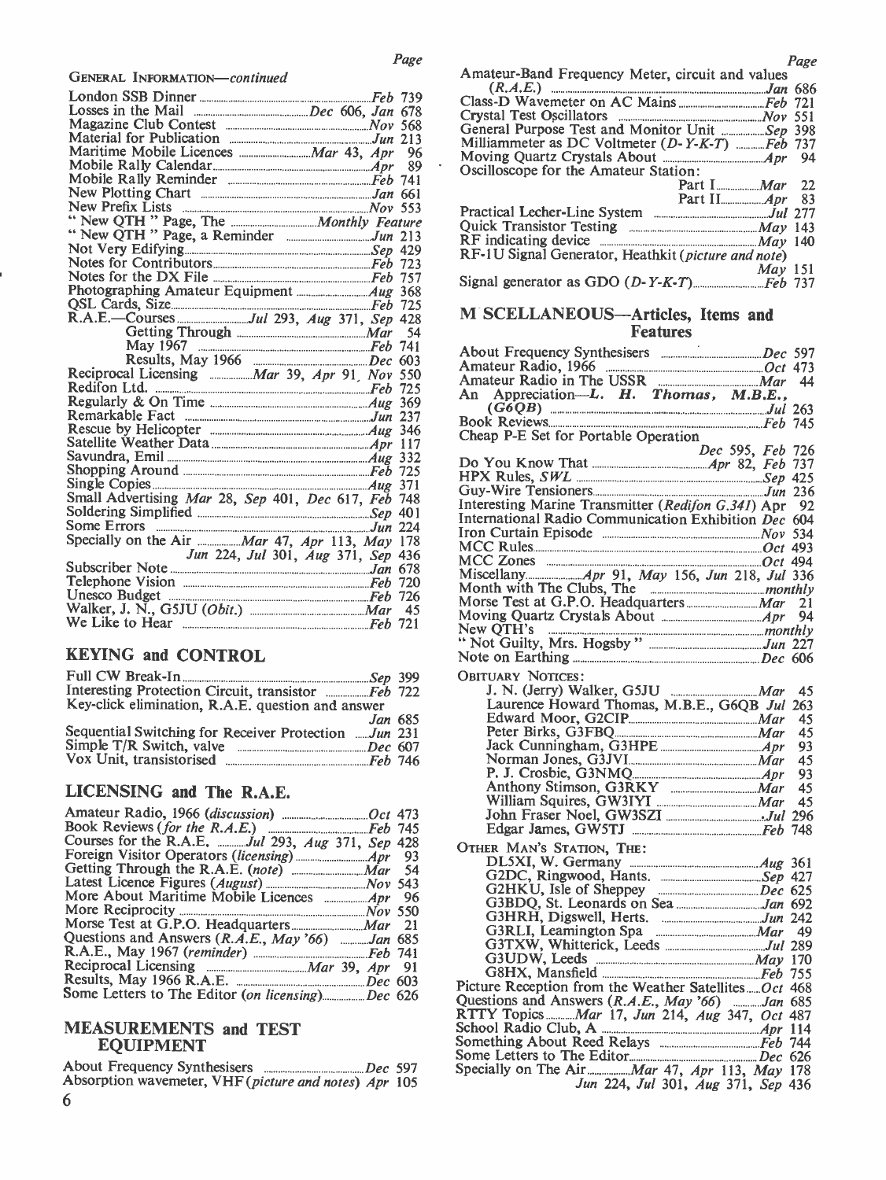GENERAL INFORMATION—*continued*

- London SSB Dinner ... *Feb* 739
- Losses in the Mail ... *Dec* 606, *Jan* 678
- Magazine Club Contest ... *Nov* 568
- Material for Publication ... *Jun* 213
- Maritime Mobile Licences ... *Mar* 43, *Apr* 96
- Mobile Rally Calendar ... *Apr* 89
- Mobile Rally Reminder ... *Feb* 741
- New Plotting Chart ... *Jan* 661
- New Prefix Lists ... *Nov* 553
- " New QTH " Page, The ... *Monthly Feature*
- " New QTH " Page, a Reminder ... *Jun* 213
- Not Very Edifying ... *Sep* 429
- Notes for Contributors ... *Feb* 723
- Notes for the DX File ... *Feb* 757
- Photographing Amateur Equipment ... *Aug* 368
- QSL Cards, Size ... *Feb* 725
- R.A.E.—Courses ... *Jul* 293, *Aug* 371, *Sep* 428
  - Getting Through ... *Mar* 54
  - May 1967 ... *Feb* 741
  - Results, May 1966 ... *Dec* 603
- Reciprocal Licensing ... *Mar* 39, *Apr* 91, *Nov* 550
- Redifon Ltd. ... *Feb* 725
- Regularly & On Time ... *Aug* 369
- Remarkable Fact ... *Jun* 237
- Rescue by Helicopter ... *Aug* 346
- Satellite Weather Data ... *Apr* 117
- Savundra, Emil ... *Aug* 332
- Shopping Around ... *Feb* 725
- Single Copies ... *Aug* 371
- Small Advertising *Mar* 28, *Sep* 401, *Dec* 617, *Feb* 748
- Soldering Simplified ... *Sep* 401
- Some Errors ... *Jun* 224
- Specially on the Air ... *Mar* 47, *Apr* 113, *May* 178, *Jun* 224, *Jul* 301, *Aug* 371, *Sep* 436
- Subscriber Note ... *Jan* 678
- Telephone Vision ... *Feb* 720
- Unesco Budget ... *Feb* 726
- Walker, J. N., G5JU (*Obit.*) ... *Mar* 45
- We Like to Hear ... *Feb* 721

## KEYING and CONTROL

- Full CW Break-In ... *Sep* 399
- Interesting Protection Circuit, transistor ... *Feb* 722
- Key-click elimination, R.A.E. question and answer ... *Jan* 685
- Sequential Switching for Receiver Protection ... *Jun* 231
- Simple T/R Switch, valve ... *Dec* 607
- Vox Unit, transistorised ... *Feb* 746

## LICENSING and The R.A.E.

- Amateur Radio, 1966 (*discussion*) ... *Oct* 473
- Book Reviews (*for the R.A.E.*) ... *Feb* 745
- Courses for the R.A.E. ... *Jul* 293, *Aug* 371, *Sep* 428
- Foreign Visitor Operators (*licensing*) ... *Apr* 93
- Getting Through the R.A.E. (*note*) ... *Mar* 54
- Latest Licence Figures (*August*) ... *Nov* 543
- More About Maritime Mobile Licences ... *Apr* 96
- More Reciprocity ... *Nov* 550
- Morse Test at G.P.O. Headquarters ... *Mar* 21
- Questions and Answers (*R.A.E., May '66*) ... *Jan* 685
- R.A.E., May 1967 (*reminder*) ... *Feb* 741
- Reciprocal Licensing ... *Mar* 39, *Apr* 91
- Results, May 1966 R.A.E. ... *Dec* 603
- Some Letters to The Editor (*on licensing*) ... *Dec* 626

## MEASUREMENTS and TEST EQUIPMENT

- About Frequency Synthesisers ... *Dec* 597
- Absorption wavemeter, VHF (*picture and notes*) *Apr* 105
- Amateur-Band Frequency Meter, circuit and values (*R.A.E.*) ... *Jan* 686
- Class-D Wavemeter on AC Mains ... *Feb* 721
- Crystal Test Oscillators ... *Nov* 551
- General Purpose Test and Monitor Unit ... *Sep* 398
- Milliammeter as DC Voltmeter (*D-Y-K-T*) ... *Feb* 737
- Moving Quartz Crystals About ... *Apr* 94
- Oscilloscope for the Amateur Station:
  - Part I ... *Mar* 22
  - Part II ... *Apr* 83
- Practical Lecher-Line System ... *Jul* 277
- Quick Transistor Testing ... *May* 143
- RF indicating device ... *May* 140
- RF-1U Signal Generator, Heathkit (*picture and note*) ... *May* 151
- Signal generator as GDO (*D-Y-K-T*) ... *Feb* 737

## MISCELLANEOUS—Articles, Items and Features

- About Frequency Synthesisers ... *Dec* 597
- Amateur Radio, 1966 ... *Oct* 473
- Amateur Radio in The USSR ... *Mar* 44
- An Appreciation—***L. H. Thomas, M.B.E., (G6QB)*** ... *Jul* 263
- Book Reviews ... *Feb* 745
- Cheap P-E Set for Portable Operation ... *Dec* 595, *Feb* 726
- Do You Know That ... *Apr* 82, *Feb* 737
- HPX Rules, *SWL* ... *Sep* 425
- Guy-Wire Tensioners ... *Jun* 236
- Interesting Marine Transmitter (*Redifon G.341*) Apr 92
- International Radio Communication Exhibition *Dec* 604
- Iron Curtain Episode ... *Nov* 534
- MCC Rules ... *Oct* 493
- MCC Zones ... *Oct* 494
- Miscellany ... *Apr* 91, *May* 156, *Jun* 218, *Jul* 336
- Month with The Clubs, The ... *monthly*
- Morse Test at G.P.O. Headquarters ... *Mar* 21
- Moving Quartz Crystals About ... *Apr* 94
- New QTH's ... *monthly*
- " Not Guilty, Mrs. Hogsby " ... *Jun* 227
- Note on Earthing ... *Dec* 606

OBITUARY NOTICES:

- J. N. (Jerry) Walker, G5JU ... *Mar* 45
- Laurence Howard Thomas, M.B.E., G6QB *Jul* 263
- Edward Moor, G2CIP ... *Mar* 45
- Peter Birks, G3FBQ ... *Mar* 45
- Jack Cunningham, G3HPE ... *Apr* 93
- Norman Jones, G3JVI ... *Mar* 45
- P. J. Crosbie, G3NMQ ... *Apr* 93
- Anthony Stimson, G3RKY ... *Mar* 45
- William Squires, GW3IYI ... *Mar* 45
- John Fraser Noel, GW3SZI ... *Jul* 296
- Edgar James, GW5TJ ... *Feb* 748

OTHER MAN'S STATION, THE:

- DL5XI, W. Germany ... *Aug* 361
- G2DC, Ringwood, Hants. ... *Sep* 427
- G2HKU, Isle of Sheppey ... *Dec* 625
- G3BDQ, St. Leonards on Sea ... *Jan* 692
- G3HRH, Digswell, Herts. ... *Jun* 242
- G3RLI, Leamington Spa ... *Mar* 49
- G3TXW, Whitterick, Leeds ... *Jul* 289
- G3UDW, Leeds ... *May* 170
- G8HX, Mansfield ... *Feb* 755

- Picture Reception from the Weather Satellites ... *Oct* 468
- Questions and Answers (*R.A.E., May '66*) ... *Jan* 685
- RTTY Topics ... *Mar* 17, *Jun* 214, *Aug* 347, *Oct* 487
- School Radio Club, A ... *Apr* 114
- Something About Reed Relays ... *Feb* 744
- Some Letters to The Editor ... *Dec* 626
- Specially on The Air ... *Mar* 47, *Apr* 113, *May* 178, *Jun* 224, *Jul* 301, *Aug* 371, *Sep* 436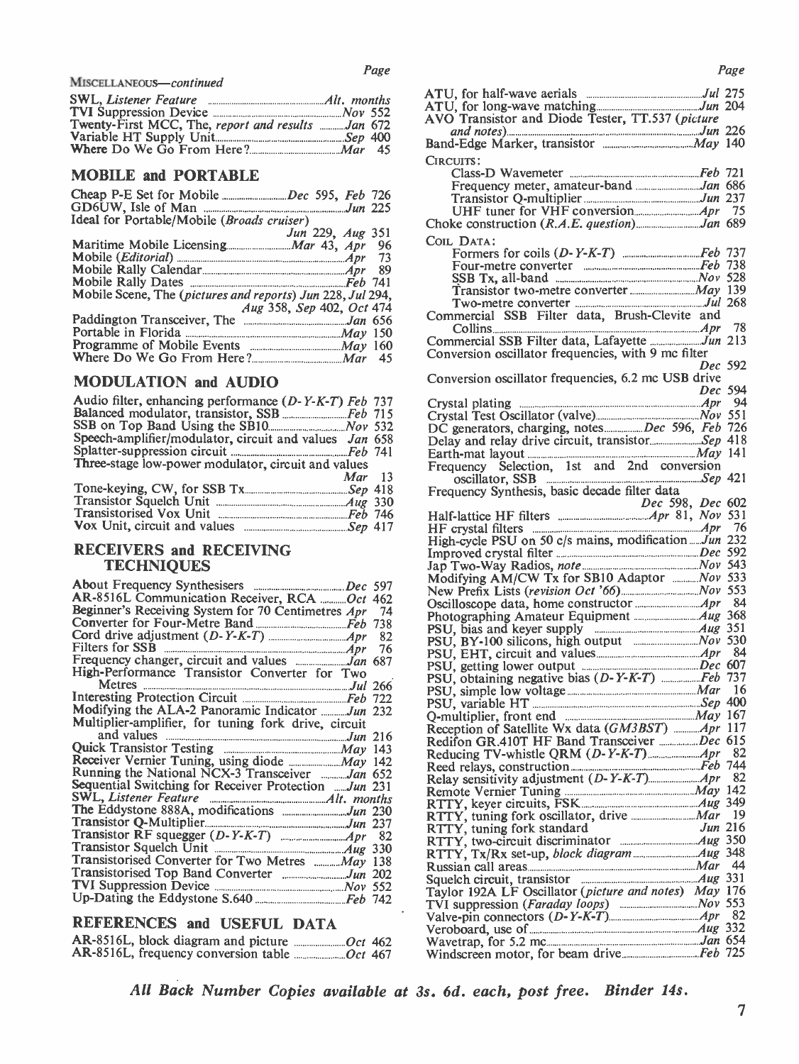MISCELLANEOUS—*continued*

| | Page |
|---|---|
| SWL, *Listener Feature* | *Alt. months* |
| TVI Suppression Device | *Nov* 552 |
| Twenty-First MCC, The, *report and results* | *Jan* 672 |
| Variable HT Supply Unit | *Sep* 400 |
| Where Do We Go From Here? | *Mar* 45 |

## MOBILE and PORTABLE

| | Page |
|---|---|
| Cheap P-E Set for Mobile | *Dec* 595, *Feb* 726 |
| GD6UW, Isle of Man | *Jun* 225 |
| Ideal for Portable/Mobile (*Broads cruiser*) | *Jun* 229, *Aug* 351 |
| Maritime Mobile Licensing | *Mar* 43, *Apr* 96 |
| Mobile (*Editorial*) | *Apr* 73 |
| Mobile Rally Calendar | *Apr* 89 |
| Mobile Rally Dates | *Feb* 741 |
| Mobile Scene, The (*pictures and reports*) | *Jun* 228, *Jul* 294, *Aug* 358, *Sep* 402, *Oct* 474 |
| Paddington Transceiver, The | *Jan* 656 |
| Portable in Florida | *May* 150 |
| Programme of Mobile Events | *May* 160 |
| Where Do We Go From Here? | *Mar* 45 |

## MODULATION and AUDIO

| | Page |
|---|---|
| Audio filter, enhancing performance (*D-Y-K-T*) | *Feb* 737 |
| Balanced modulator, transistor, SSB | *Feb* 715 |
| SSB on Top Band Using the SB10 | *Nov* 532 |
| Speech-amplifier/modulator, circuit and values | *Jan* 658 |
| Splatter-suppression circuit | *Feb* 741 |
| Three-stage low-power modulator, circuit and values | *Mar* 13 |
| Tone-keying, CW, for SSB Tx | *Sep* 418 |
| Transistor Squelch Unit | *Aug* 330 |
| Transistorised Vox Unit | *Feb* 746 |
| Vox Unit, circuit and values | *Sep* 417 |

## RECEIVERS and RECEIVING TECHNIQUES

| | Page |
|---|---|
| About Frequency Synthesisers | *Dec* 597 |
| AR-8516L Communication Receiver, RCA | *Oct* 462 |
| Beginner's Receiving System for 70 Centimetres | *Apr* 74 |
| Converter for Four-Metre Band | *Feb* 738 |
| Cord drive adjustment (*D-Y-K-T*) | *Apr* 82 |
| Filters for SSB | *Apr* 76 |
| Frequency changer, circuit and values | *Jan* 687 |
| High-Performance Transistor Converter for Two Metres | *Jul* 266 |
| Interesting Protection Circuit | *Feb* 722 |
| Modifying the ALA-2 Panoramic Indicator | *Jun* 232 |
| Multiplier-amplifier, for tuning fork drive, circuit and values | *Jun* 216 |
| Quick Transistor Testing | *May* 143 |
| Receiver Vernier Tuning, using diode | *May* 142 |
| Running the National NCX-3 Transceiver | *Jan* 652 |
| Sequential Switching for Receiver Protection | *Jun* 231 |
| SWL, *Listener Feature* | *Alt. months* |
| The Eddystone 888A, modifications | *Jun* 230 |
| Transistor Q-Multiplier | *Jun* 237 |
| Transistor RF squegger (*D-Y-K-T*) | *Apr* 82 |
| Transistor Squelch Unit | *Aug* 330 |
| Transistorised Converter for Two Metres | *May* 138 |
| Transistorised Top Band Converter | *Jun* 202 |
| TVI Suppression Device | *Nov* 552 |
| Up-Dating the Eddystone S.640 | *Feb* 742 |

## REFERENCES and USEFUL DATA

| | Page |
|---|---|
| AR-8516L, block diagram and picture | *Oct* 462 |
| AR-8516L, frequency conversion table | *Oct* 467 |
| ATU, for half-wave aerials | *Jul* 275 |
| ATU, for long-wave matching | *Jun* 204 |
| AVO Transistor and Diode Tester, TT.537 (*picture and notes*) | *Jun* 226 |
| Band-Edge Marker, transistor | *May* 140 |
| CIRCUITS: | |
| Class-D Wavemeter | *Feb* 721 |
| Frequency meter, amateur-band | *Jan* 686 |
| Transistor Q-multiplier | *Jun* 237 |
| UHF tuner for VHF conversion | *Apr* 75 |
| Choke construction (*R.A.E. question*) | *Jan* 689 |
| COIL DATA: | |
| Formers for coils (*D-Y-K-T*) | *Feb* 737 |
| Four-metre converter | *Feb* 738 |
| SSB Tx, all-band | *Nov* 528 |
| Transistor two-metre converter | *May* 139 |
| Two-metre converter | *Jul* 268 |
| Commercial SSB Filter data, Brush-Clevite and Collins | *Apr* 78 |
| Commercial SSB Filter data, Lafayette | *Jun* 213 |
| Conversion oscillator frequencies, with 9 mc filter | *Dec* 592 |
| Conversion oscillator frequencies, 6.2 mc USB drive | *Dec* 594 |
| Crystal plating | *Apr* 94 |
| Crystal Test Oscillator (valve) | *Nov* 551 |
| DC generators, charging, notes | *Dec* 596, *Feb* 726 |
| Delay and relay drive circuit, transistor | *Sep* 418 |
| Earth-mat layout | *May* 141 |
| Frequency Selection, 1st and 2nd conversion oscillator, SSB | *Sep* 421 |
| Frequency Synthesis, basic decade filter data | *Dec* 598, *Dec* 602 |
| Half-lattice HF filters | *Apr* 81, *Nov* 531 |
| HF crystal filters | *Apr* 76 |
| High-cycle PSU on 50 c/s mains, modification | *Jun* 232 |
| Improved crystal filter | *Dec* 592 |
| Jap Two-Way Radios, *note* | *Nov* 543 |
| Modifying AM/CW Tx for SB10 Adaptor | *Nov* 533 |
| New Prefix Lists (*revision Oct '66*) | *Nov* 553 |
| Oscilloscope data, home constructor | *Apr* 84 |
| Photographing Amateur Equipment | *Aug* 368 |
| PSU, bias and keyer supply | *Aug* 351 |
| PSU, BY-100 silicons, high output | *Nov* 530 |
| PSU, EHT, circuit and values | *Apr* 84 |
| PSU, getting lower output | *Dec* 607 |
| PSU, obtaining negative bias (*D-Y-K-T*) | *Feb* 737 |
| PSU, simple low voltage | *Mar* 16 |
| PSU, variable HT | *Sep* 400 |
| Q-multiplier, front end | *May* 167 |
| Reception of Satellite Wx data (*GM3BST*) | *Apr* 117 |
| Redifon GR.410T HF Band Transceiver | *Dec* 615 |
| Reducing TV-whistle QRM (*D-Y-K-T*) | *Apr* 82 |
| Reed relays, construction | *Feb* 744 |
| Relay sensitivity adjustment (*D-Y-K-T*) | *Apr* 82 |
| Remote Vernier Tuning | *May* 142 |
| RTTY, keyer circuits, FSK | *Aug* 349 |
| RTTY, tuning fork oscillator, drive | *Mar* 19 |
| RTTY, tuning fork standard | *Jun* 216 |
| RTTY, two-circuit discriminator | *Aug* 350 |
| RTTY, Tx/Rx set-up, *block diagram* | *Aug* 348 |
| Russian call areas | *Mar* 44 |
| Squelch circuit, transistor | *Aug* 331 |
| Taylor 192A LF Oscillator (*picture and notes*) | *May* 176 |
| TVI suppression (*Faraday loops*) | *Nov* 553 |
| Valve-pin connectors (*D-Y-K-T*) | *Apr* 82 |
| Veroboard, use of | *Aug* 332 |
| Wavetrap, for 5.2 mc | *Jan* 654 |
| Windscreen motor, for beam drive | *Feb* 725 |

***All Back Number Copies available at 3s. 6d. each, post free. Binder 14s.***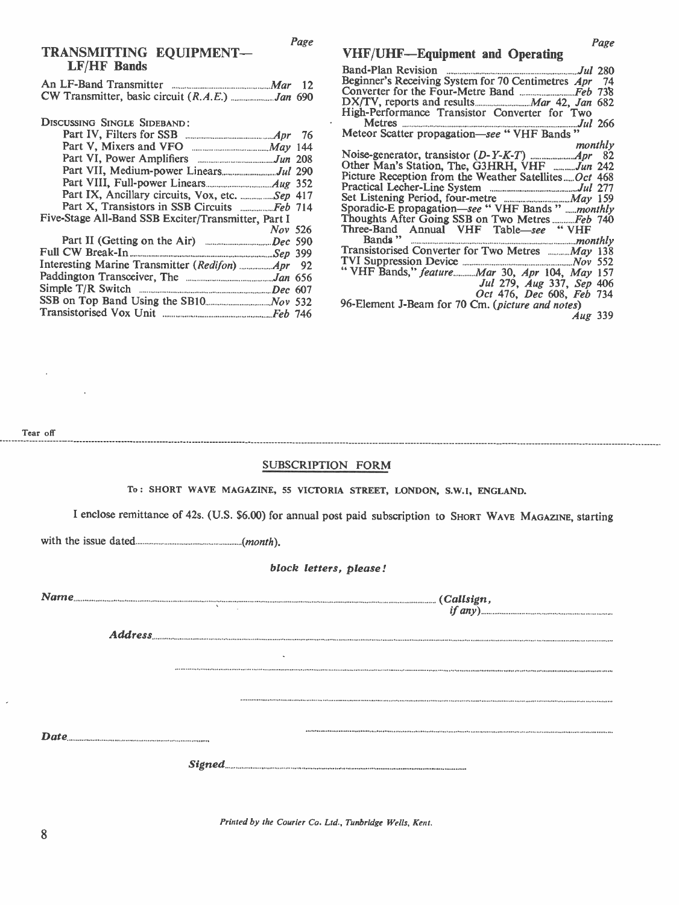## TRANSMITTING EQUIPMENT—LF/HF Bands

| | Page |
|---|---|
| An LF-Band Transmitter *Mar* | 12 |
| CW Transmitter, basic circuit (*R.A.E.*) *Jan* | 690 |

DISCUSSING SINGLE SIDEBAND:

| | Page |
|---|---|
| Part IV, Filters for SSB *Apr* | 76 |
| Part V, Mixers and VFO *May* | 144 |
| Part VI, Power Amplifiers *Jun* | 208 |
| Part VII, Medium-power Linears *Jul* | 290 |
| Part VIII, Full-power Linears *Aug* | 352 |
| Part IX, Ancillary circuits, Vox, etc. *Sep* | 417 |
| Part X, Transistors in SSB Circuits *Feb* | 714 |
| Five-Stage All-Band SSB Exciter/Transmitter, Part I *Nov* | 526 |
| Part II (Getting on the Air) *Dec* | 590 |
| Full CW Break-In *Sep* | 399 |
| Interesting Marine Transmitter (*Redifon*) *Apr* | 92 |
| Paddington Transceiver, The *Jan* | 656 |
| Simple T/R Switch *Dec* | 607 |
| SSB on Top Band Using the SB10 *Nov* | 532 |
| Transistorised Vox Unit *Feb* | 746 |

## VHF/UHF—Equipment and Operating

| | Page |
|---|---|
| Band-Plan Revision *Jul* | 280 |
| Beginner's Receiving System for 70 Centimetres *Apr* | 74 |
| Converter for the Four-Metre Band *Feb* | 738 |
| DX/TV, reports and results *Mar* 42, *Jan* | 682 |
| High-Performance Transistor Converter for Two Metres *Jul* | 266 |
| Meteor Scatter propagation—*see* "VHF Bands" | *monthly* |
| Noise-generator, transistor (*D-Y-K-T*) *Apr* | 82 |
| Other Man's Station, The, G3HRH, VHF *Jun* | 242 |
| Picture Reception from the Weather Satellites *Oct* | 468 |
| Practical Lecher-Line System *Jul* | 277 |
| Set Listening Period, four-metre *May* | 159 |
| Sporadic-E propagation—*see* "VHF Bands" | *monthly* |
| Thoughts After Going SSB on Two Metres *Feb* | 740 |
| Three-Band Annual VHF Table—*see* "VHF Bands" | *monthly* |
| Transistorised Converter for Two Metres *May* | 138 |
| TVI Suppression Device *Nov* | 552 |
| "VHF Bands," *feature* *Mar* 30, *Apr* 104, *May* 157, *Jul* 279, *Aug* 337, *Sep* 406, *Oct* 476, *Dec* 608, *Feb* | 734 |
| 96-Element J-Beam for 70 Cm. (*picture and notes*) *Aug* | 339 |

Tear off

---

SUBSCRIPTION FORM

To: SHORT WAVE MAGAZINE, 55 VICTORIA STREET, LONDON, S.W.1, ENGLAND.

I enclose remittance of 42s. (U.S. $6.00) for annual post paid subscription to SHORT WAVE MAGAZINE, starting with the issue dated.................................(*month*).

***block letters, please!***

***Name***................................................................................ (***Callsign,*** *if any*)........................

***Address***................................................................................

................................................................................

................................................................................

***Date***.................................... ................................................................................

***Signed***................................................................................

*Printed by the Courier Co. Ltd., Tunbridge Wells, Kent.*